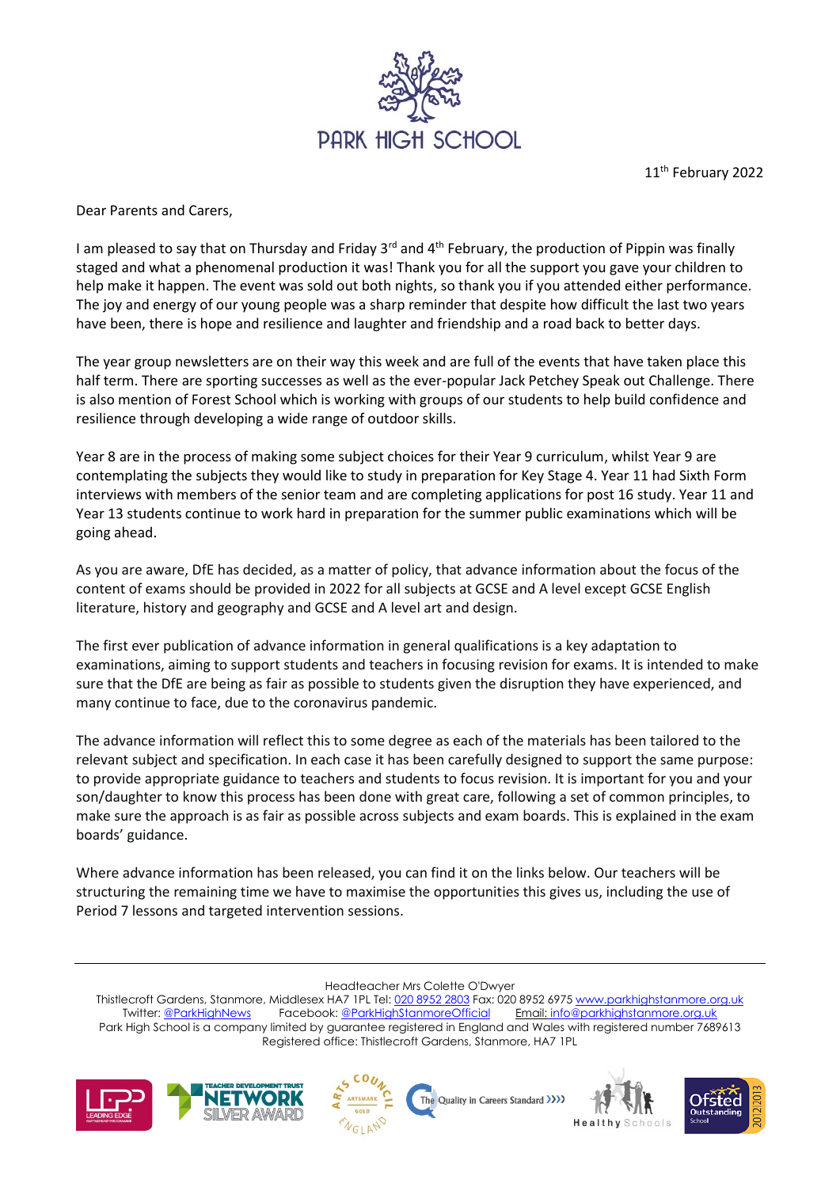# PARK HIGH SCHOOL

11th February 2022

Dear Parents and Carers,

I am pleased to say that on Thursday and Friday 3rd and 4th February, the production of Pippin was finally staged and what a phenomenal production it was! Thank you for all the support you gave your children to help make it happen. The event was sold out both nights, so thank you if you attended either performance. The joy and energy of our young people was a sharp reminder that despite how difficult the last two years have been, there is hope and resilience and laughter and friendship and a road back to better days.

The year group newsletters are on their way this week and are full of the events that have taken place this half term. There are sporting successes as well as the ever-popular Jack Petchey Speak out Challenge. There is also mention of Forest School which is working with groups of our students to help build confidence and resilience through developing a wide range of outdoor skills.

Year 8 are in the process of making some subject choices for their Year 9 curriculum, whilst Year 9 are contemplating the subjects they would like to study in preparation for Key Stage 4. Year 11 had Sixth Form interviews with members of the senior team and are completing applications for post 16 study. Year 11 and Year 13 students continue to work hard in preparation for the summer public examinations which will be going ahead.

As you are aware, DfE has decided, as a matter of policy, that advance information about the focus of the content of exams should be provided in 2022 for all subjects at GCSE and A level except GCSE English literature, history and geography and GCSE and A level art and design.

The first ever publication of advance information in general qualifications is a key adaptation to examinations, aiming to support students and teachers in focusing revision for exams. It is intended to make sure that the DfE are being as fair as possible to students given the disruption they have experienced, and many continue to face, due to the coronavirus pandemic.

The advance information will reflect this to some degree as each of the materials has been tailored to the relevant subject and specification. In each case it has been carefully designed to support the same purpose: to provide appropriate guidance to teachers and students to focus revision. It is important for you and your son/daughter to know this process has been done with great care, following a set of common principles, to make sure the approach is as fair as possible across subjects and exam boards. This is explained in the exam boards' guidance.

Where advance information has been released, you can find it on the links below. Our teachers will be structuring the remaining time we have to maximise the opportunities this gives us, including the use of Period 7 lessons and targeted intervention sessions.

---

Headteacher Mrs Colette O'Dwyer
Thistlecroft Gardens, Stanmore, Middlesex HA7 1PL Tel: 020 8952 2803 Fax: 020 8952 6975 www.parkhighstanmore.org.uk
Twitter: @ParkHighNews Facebook: @ParkHighStanmoreOfficial Email: info@parkhighstanmore.org.uk
Park High School is a company limited by guarantee registered in England and Wales with registered number 7689613
Registered office: Thistlecroft Gardens, Stanmore, HA7 1PL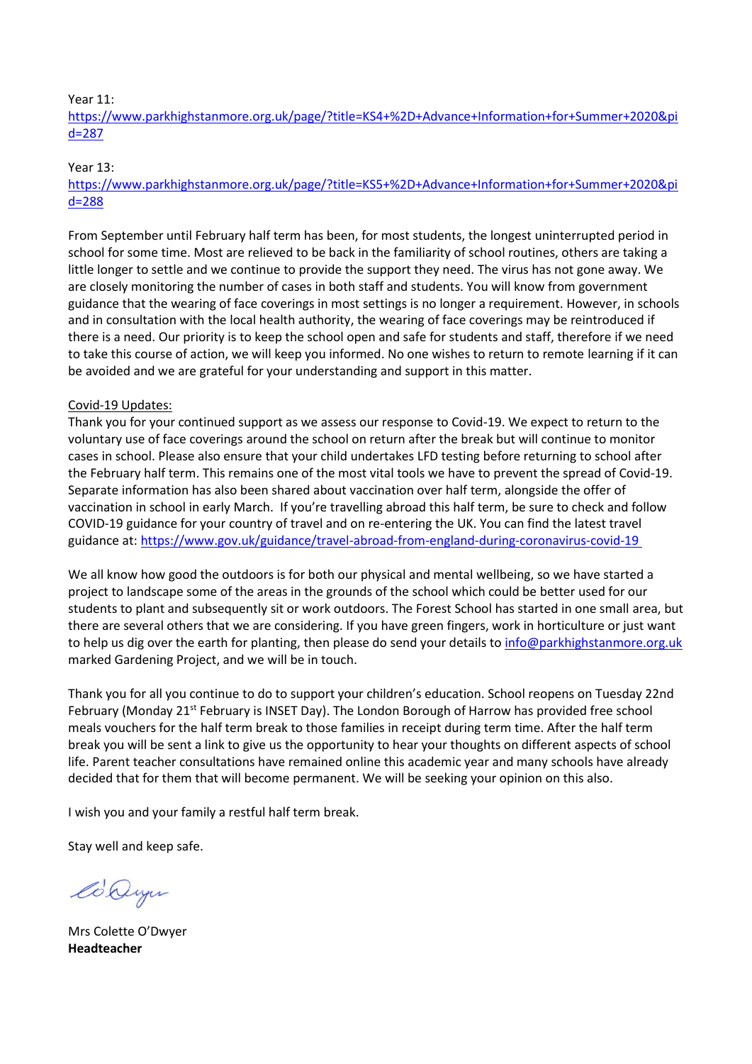Year 11:
https://www.parkhighstanmore.org.uk/page/?title=KS4+%2D+Advance+Information+for+Summer+2020&pid=287

Year 13:
https://www.parkhighstanmore.org.uk/page/?title=KS5+%2D+Advance+Information+for+Summer+2020&pid=288

From September until February half term has been, for most students, the longest uninterrupted period in school for some time. Most are relieved to be back in the familiarity of school routines, others are taking a little longer to settle and we continue to provide the support they need. The virus has not gone away. We are closely monitoring the number of cases in both staff and students. You will know from government guidance that the wearing of face coverings in most settings is no longer a requirement. However, in schools and in consultation with the local health authority, the wearing of face coverings may be reintroduced if there is a need. Our priority is to keep the school open and safe for students and staff, therefore if we need to take this course of action, we will keep you informed. No one wishes to return to remote learning if it can be avoided and we are grateful for your understanding and support in this matter.

Covid-19 Updates:

Thank you for your continued support as we assess our response to Covid-19. We expect to return to the voluntary use of face coverings around the school on return after the break but will continue to monitor cases in school. Please also ensure that your child undertakes LFD testing before returning to school after the February half term. This remains one of the most vital tools we have to prevent the spread of Covid-19. Separate information has also been shared about vaccination over half term, alongside the offer of vaccination in school in early March. If you're travelling abroad this half term, be sure to check and follow COVID-19 guidance for your country of travel and on re-entering the UK. You can find the latest travel guidance at: https://www.gov.uk/guidance/travel-abroad-from-england-during-coronavirus-covid-19

We all know how good the outdoors is for both our physical and mental wellbeing, so we have started a project to landscape some of the areas in the grounds of the school which could be better used for our students to plant and subsequently sit or work outdoors. The Forest School has started in one small area, but there are several others that we are considering. If you have green fingers, work in horticulture or just want to help us dig over the earth for planting, then please do send your details to info@parkhighstanmore.org.uk marked Gardening Project, and we will be in touch.

Thank you for all you continue to do to support your children's education. School reopens on Tuesday 22nd February (Monday 21st February is INSET Day). The London Borough of Harrow has provided free school meals vouchers for the half term break to those families in receipt during term time. After the half term break you will be sent a link to give us the opportunity to hear your thoughts on different aspects of school life. Parent teacher consultations have remained online this academic year and many schools have already decided that for them that will become permanent. We will be seeking your opinion on this also.

I wish you and your family a restful half term break.

Stay well and keep safe.

Mrs Colette O'Dwyer
**Headteacher**